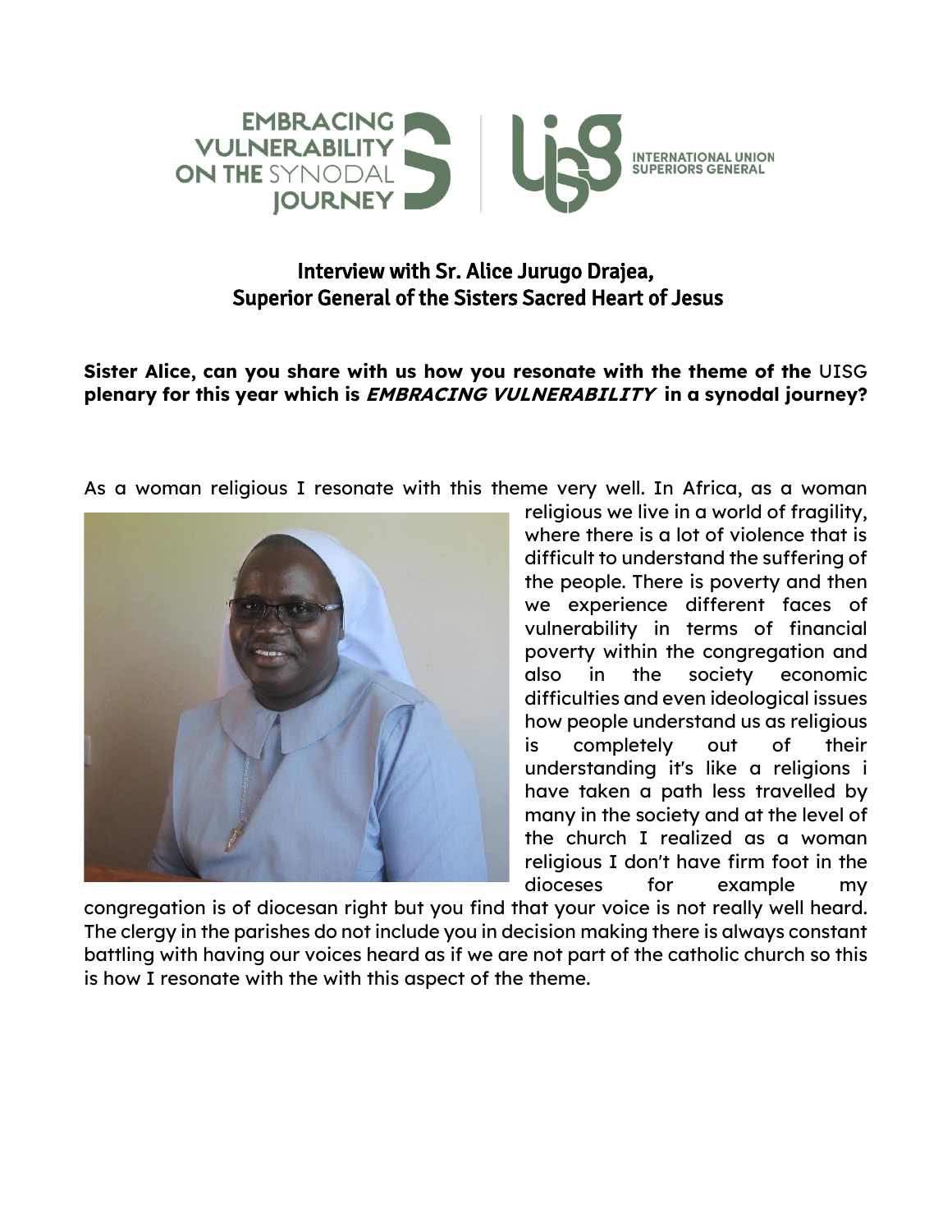EMBRACING VULNERABILITY ON THE SYNODAL JOURNEY

INTERNATIONAL UNION SUPERIORS GENERAL

# Interview with Sr. Alice Jurugo Drajea, Superior General of the Sisters Sacred Heart of Jesus

**Sister Alice, can you share with us how you resonate with the theme of the** UISG **plenary for this year which is *EMBRACING VULNERABILITY* in a synodal journey?**

As a woman religious I resonate with this theme very well. In Africa, as a woman religious we live in a world of fragility, where there is a lot of violence that is difficult to understand the suffering of the people. There is poverty and then we experience different faces of vulnerability in terms of financial poverty within the congregation and also in the society economic difficulties and even ideological issues how people understand us as religious is completely out of their understanding it's like a religions i have taken a path less travelled by many in the society and at the level of the church I realized as a woman religious I don't have firm foot in the dioceses for example my congregation is of diocesan right but you find that your voice is not really well heard. The clergy in the parishes do not include you in decision making there is always constant battling with having our voices heard as if we are not part of the catholic church so this is how I resonate with the with this aspect of the theme.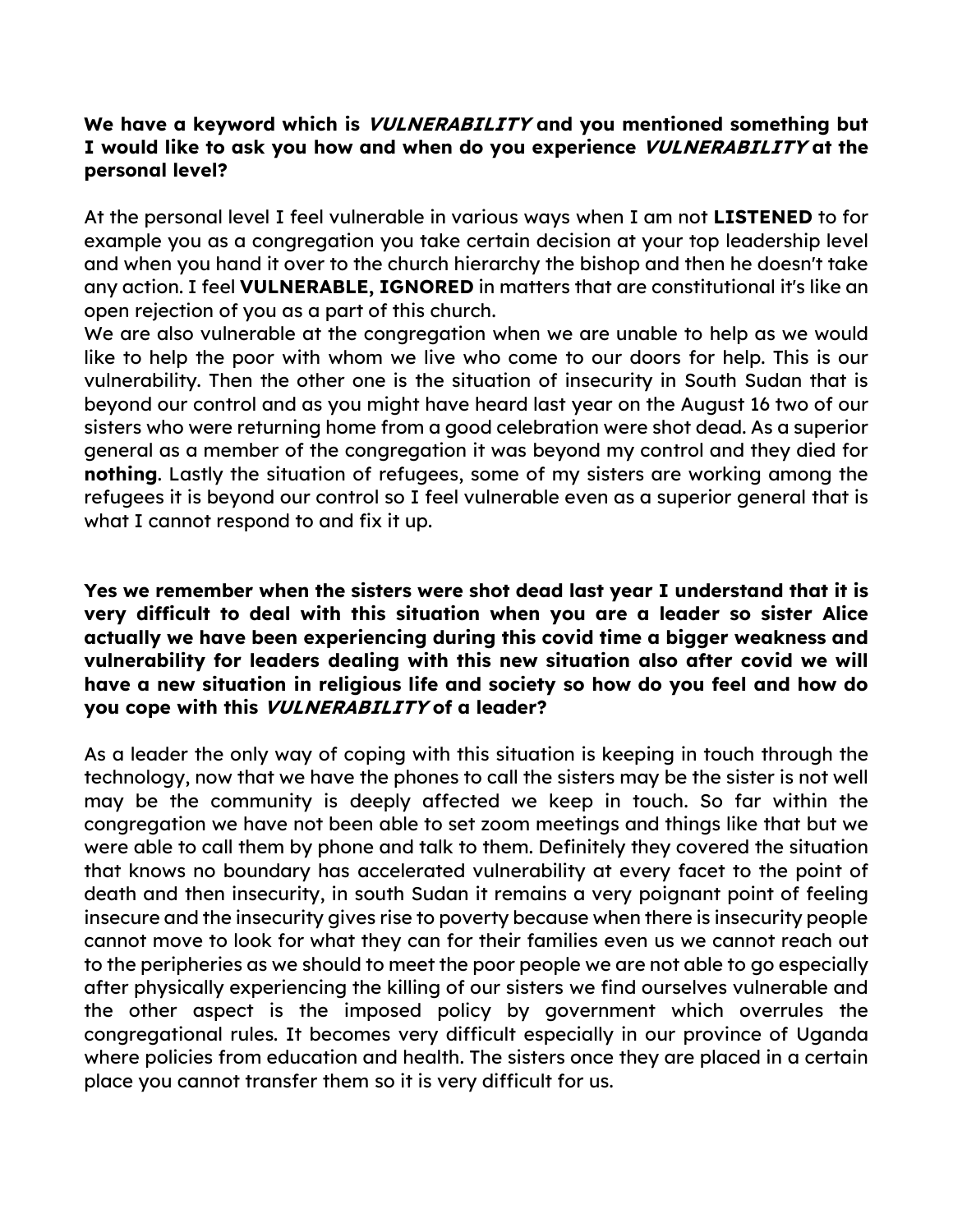**We have a keyword which is *VULNERABILITY* and you mentioned something but I would like to ask you how and when do you experience *VULNERABILITY* at the personal level?**

At the personal level I feel vulnerable in various ways when I am not **LISTENED** to for example you as a congregation you take certain decision at your top leadership level and when you hand it over to the church hierarchy the bishop and then he doesn't take any action. I feel **VULNERABLE, IGNORED** in matters that are constitutional it's like an open rejection of you as a part of this church.
We are also vulnerable at the congregation when we are unable to help as we would like to help the poor with whom we live who come to our doors for help. This is our vulnerability. Then the other one is the situation of insecurity in South Sudan that is beyond our control and as you might have heard last year on the August 16 two of our sisters who were returning home from a good celebration were shot dead. As a superior general as a member of the congregation it was beyond my control and they died for **nothing**. Lastly the situation of refugees, some of my sisters are working among the refugees it is beyond our control so I feel vulnerable even as a superior general that is what I cannot respond to and fix it up.

**Yes we remember when the sisters were shot dead last year I understand that it is very difficult to deal with this situation when you are a leader so sister Alice actually we have been experiencing during this covid time a bigger weakness and vulnerability for leaders dealing with this new situation also after covid we will have a new situation in religious life and society so how do you feel and how do you cope with this *VULNERABILITY* of a leader?**

As a leader the only way of coping with this situation is keeping in touch through the technology, now that we have the phones to call the sisters may be the sister is not well may be the community is deeply affected we keep in touch. So far within the congregation we have not been able to set zoom meetings and things like that but we were able to call them by phone and talk to them. Definitely they covered the situation that knows no boundary has accelerated vulnerability at every facet to the point of death and then insecurity, in south Sudan it remains a very poignant point of feeling insecure and the insecurity gives rise to poverty because when there is insecurity people cannot move to look for what they can for their families even us we cannot reach out to the peripheries as we should to meet the poor people we are not able to go especially after physically experiencing the killing of our sisters we find ourselves vulnerable and the other aspect is the imposed policy by government which overrules the congregational rules. It becomes very difficult especially in our province of Uganda where policies from education and health. The sisters once they are placed in a certain place you cannot transfer them so it is very difficult for us.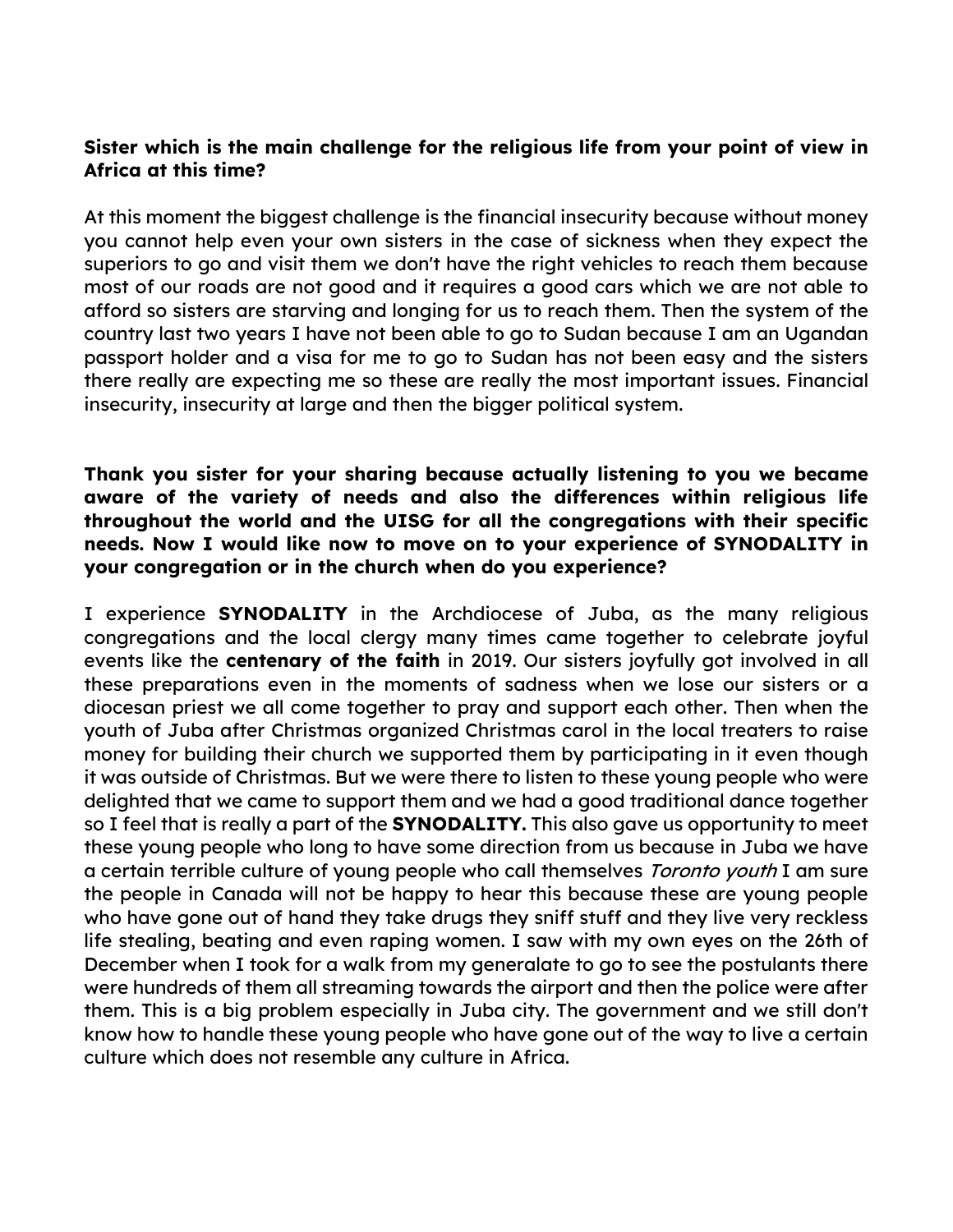**Sister which is the main challenge for the religious life from your point of view in Africa at this time?**

At this moment the biggest challenge is the financial insecurity because without money you cannot help even your own sisters in the case of sickness when they expect the superiors to go and visit them we don't have the right vehicles to reach them because most of our roads are not good and it requires a good cars which we are not able to afford so sisters are starving and longing for us to reach them. Then the system of the country last two years I have not been able to go to Sudan because I am an Ugandan passport holder and a visa for me to go to Sudan has not been easy and the sisters there really are expecting me so these are really the most important issues. Financial insecurity, insecurity at large and then the bigger political system.

**Thank you sister for your sharing because actually listening to you we became aware of the variety of needs and also the differences within religious life throughout the world and the UISG for all the congregations with their specific needs. Now I would like now to move on to your experience of SYNODALITY in your congregation or in the church when do you experience?**

I experience **SYNODALITY** in the Archdiocese of Juba, as the many religious congregations and the local clergy many times came together to celebrate joyful events like the **centenary of the faith** in 2019. Our sisters joyfully got involved in all these preparations even in the moments of sadness when we lose our sisters or a diocesan priest we all come together to pray and support each other. Then when the youth of Juba after Christmas organized Christmas carol in the local treaters to raise money for building their church we supported them by participating in it even though it was outside of Christmas. But we were there to listen to these young people who were delighted that we came to support them and we had a good traditional dance together so I feel that is really a part of the **SYNODALITY.** This also gave us opportunity to meet these young people who long to have some direction from us because in Juba we have a certain terrible culture of young people who call themselves *Toronto youth* I am sure the people in Canada will not be happy to hear this because these are young people who have gone out of hand they take drugs they sniff stuff and they live very reckless life stealing, beating and even raping women. I saw with my own eyes on the 26th of December when I took for a walk from my generalate to go to see the postulants there were hundreds of them all streaming towards the airport and then the police were after them. This is a big problem especially in Juba city. The government and we still don't know how to handle these young people who have gone out of the way to live a certain culture which does not resemble any culture in Africa.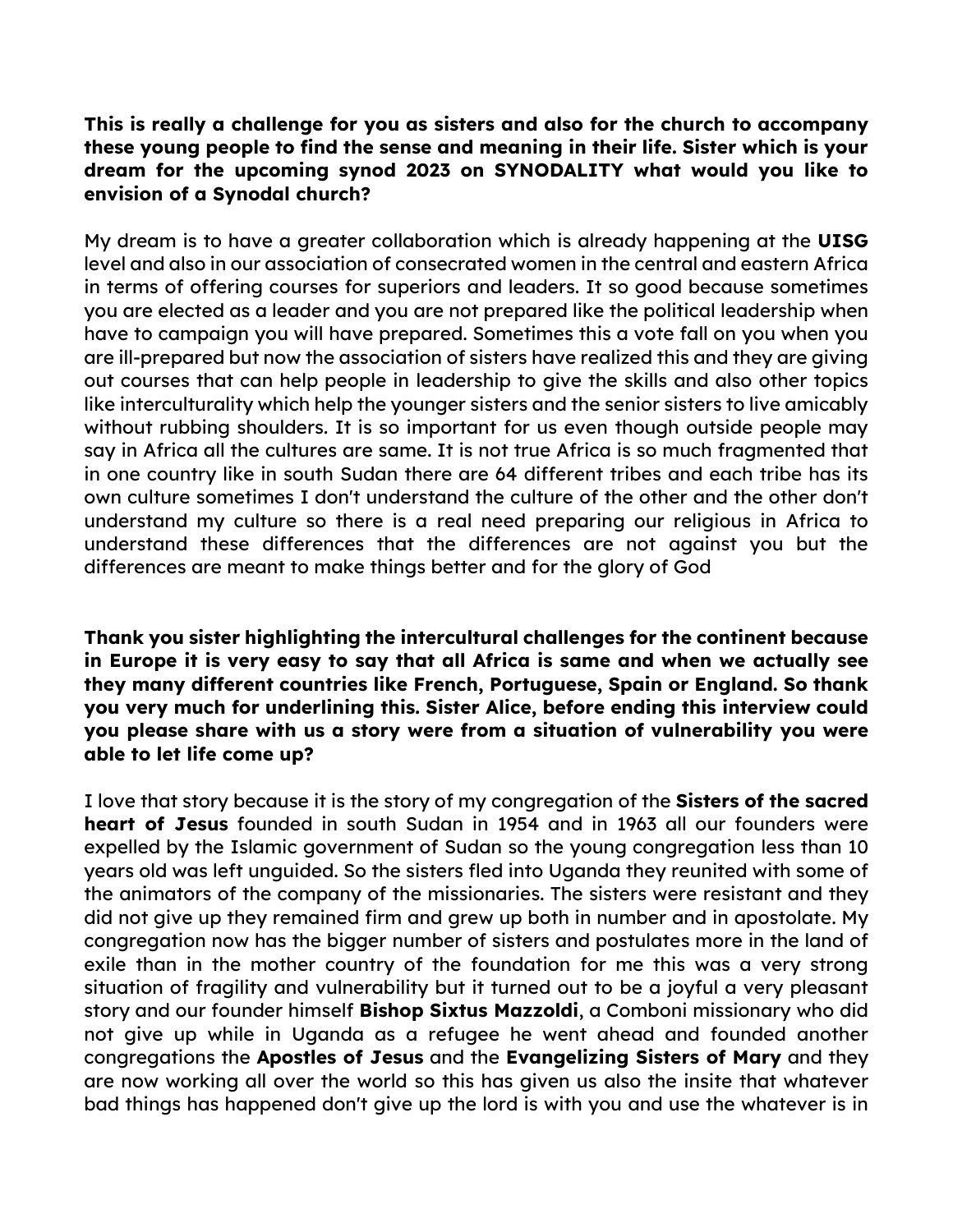**This is really a challenge for you as sisters and also for the church to accompany these young people to find the sense and meaning in their life. Sister which is your dream for the upcoming synod 2023 on SYNODALITY what would you like to envision of a Synodal church?**

My dream is to have a greater collaboration which is already happening at the **UISG** level and also in our association of consecrated women in the central and eastern Africa in terms of offering courses for superiors and leaders. It so good because sometimes you are elected as a leader and you are not prepared like the political leadership when have to campaign you will have prepared. Sometimes this a vote fall on you when you are ill-prepared but now the association of sisters have realized this and they are giving out courses that can help people in leadership to give the skills and also other topics like interculturality which help the younger sisters and the senior sisters to live amicably without rubbing shoulders. It is so important for us even though outside people may say in Africa all the cultures are same. It is not true Africa is so much fragmented that in one country like in south Sudan there are 64 different tribes and each tribe has its own culture sometimes I don't understand the culture of the other and the other don't understand my culture so there is a real need preparing our religious in Africa to understand these differences that the differences are not against you but the differences are meant to make things better and for the glory of God

**Thank you sister highlighting the intercultural challenges for the continent because in Europe it is very easy to say that all Africa is same and when we actually see they many different countries like French, Portuguese, Spain or England. So thank you very much for underlining this. Sister Alice, before ending this interview could you please share with us a story were from a situation of vulnerability you were able to let life come up?**

I love that story because it is the story of my congregation of the **Sisters of the sacred heart of Jesus** founded in south Sudan in 1954 and in 1963 all our founders were expelled by the Islamic government of Sudan so the young congregation less than 10 years old was left unguided. So the sisters fled into Uganda they reunited with some of the animators of the company of the missionaries. The sisters were resistant and they did not give up they remained firm and grew up both in number and in apostolate. My congregation now has the bigger number of sisters and postulates more in the land of exile than in the mother country of the foundation for me this was a very strong situation of fragility and vulnerability but it turned out to be a joyful a very pleasant story and our founder himself **Bishop Sixtus Mazzoldi**, a Comboni missionary who did not give up while in Uganda as a refugee he went ahead and founded another congregations the **Apostles of Jesus** and the **Evangelizing Sisters of Mary** and they are now working all over the world so this has given us also the insite that whatever bad things has happened don't give up the lord is with you and use the whatever is in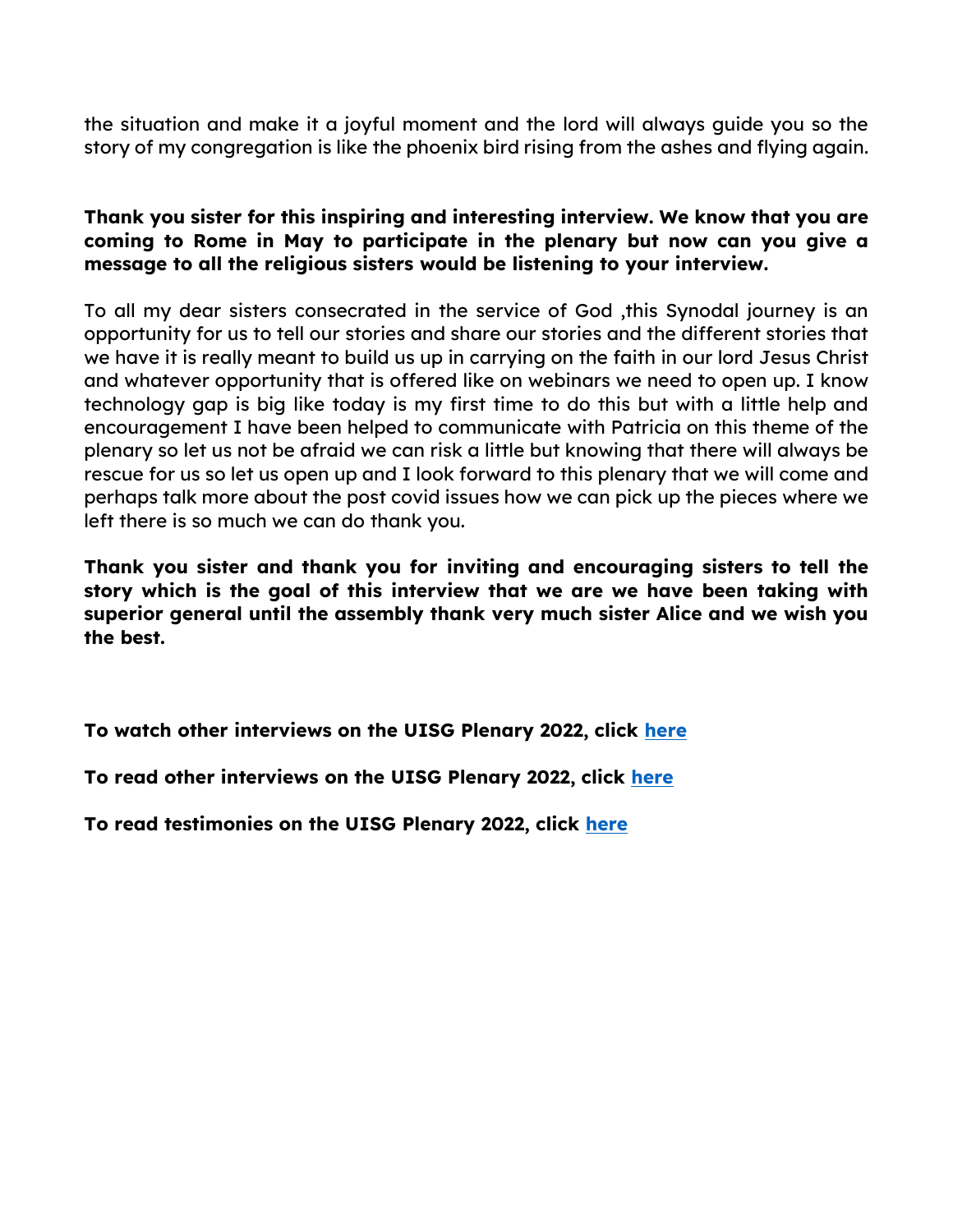the situation and make it a joyful moment and the lord will always guide you so the story of my congregation is like the phoenix bird rising from the ashes and flying again.

**Thank you sister for this inspiring and interesting interview. We know that you are coming to Rome in May to participate in the plenary but now can you give a message to all the religious sisters would be listening to your interview.**

To all my dear sisters consecrated in the service of God ,this Synodal journey is an opportunity for us to tell our stories and share our stories and the different stories that we have it is really meant to build us up in carrying on the faith in our lord Jesus Christ and whatever opportunity that is offered like on webinars we need to open up. I know technology gap is big like today is my first time to do this but with a little help and encouragement I have been helped to communicate with Patricia on this theme of the plenary so let us not be afraid we can risk a little but knowing that there will always be rescue for us so let us open up and I look forward to this plenary that we will come and perhaps talk more about the post covid issues how we can pick up the pieces where we left there is so much we can do thank you.

**Thank you sister and thank you for inviting and encouraging sisters to tell the story which is the goal of this interview that we are we have been taking with superior general until the assembly thank very much sister Alice and we wish you the best.**

**To watch other interviews on the UISG Plenary 2022, click [here]**

**To read other interviews on the UISG Plenary 2022, click [here]**

**To read testimonies on the UISG Plenary 2022, click [here]**